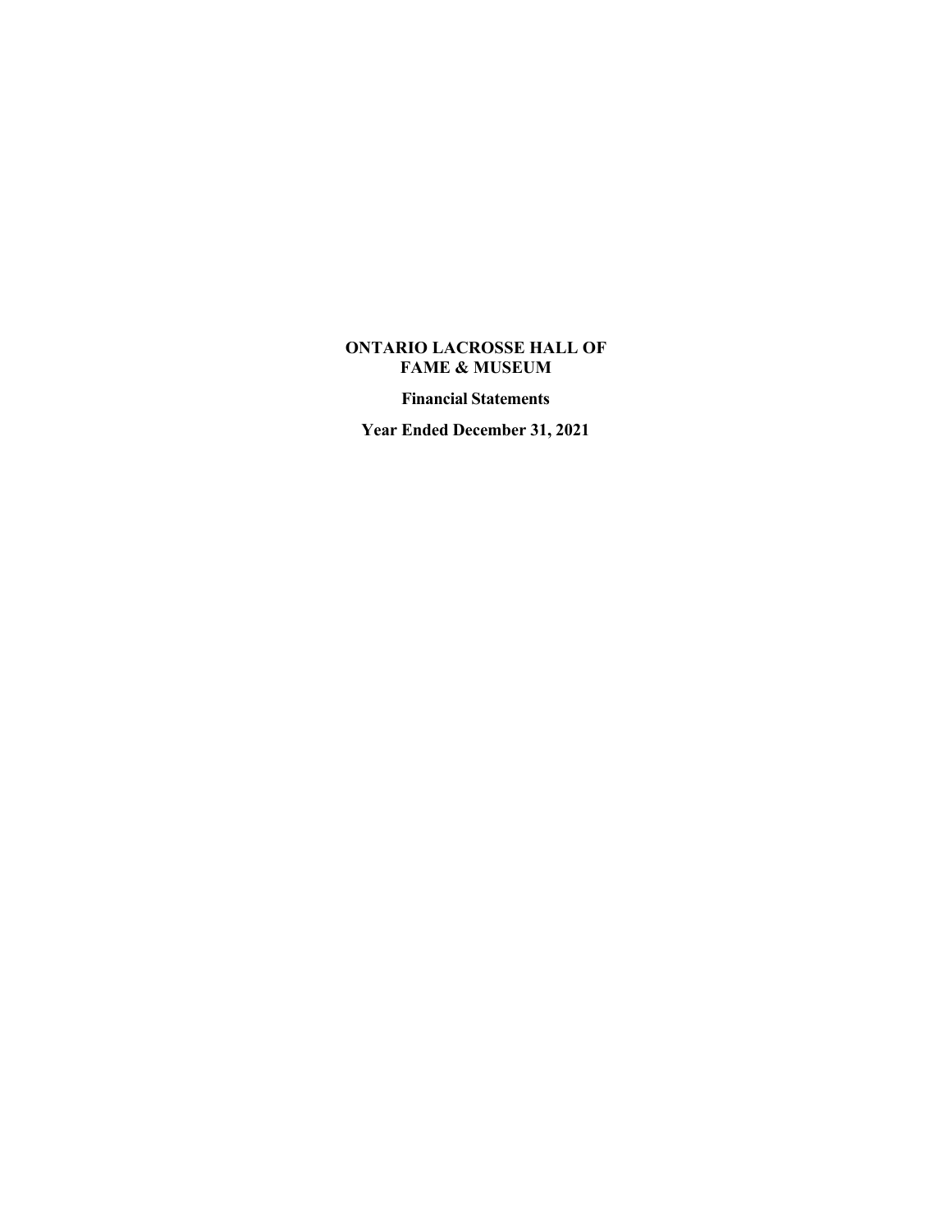# ONTARIO LACROSSE HALL OF FAME & MUSEUM

**Financial Statements**

**Year Ended December 31, 2021**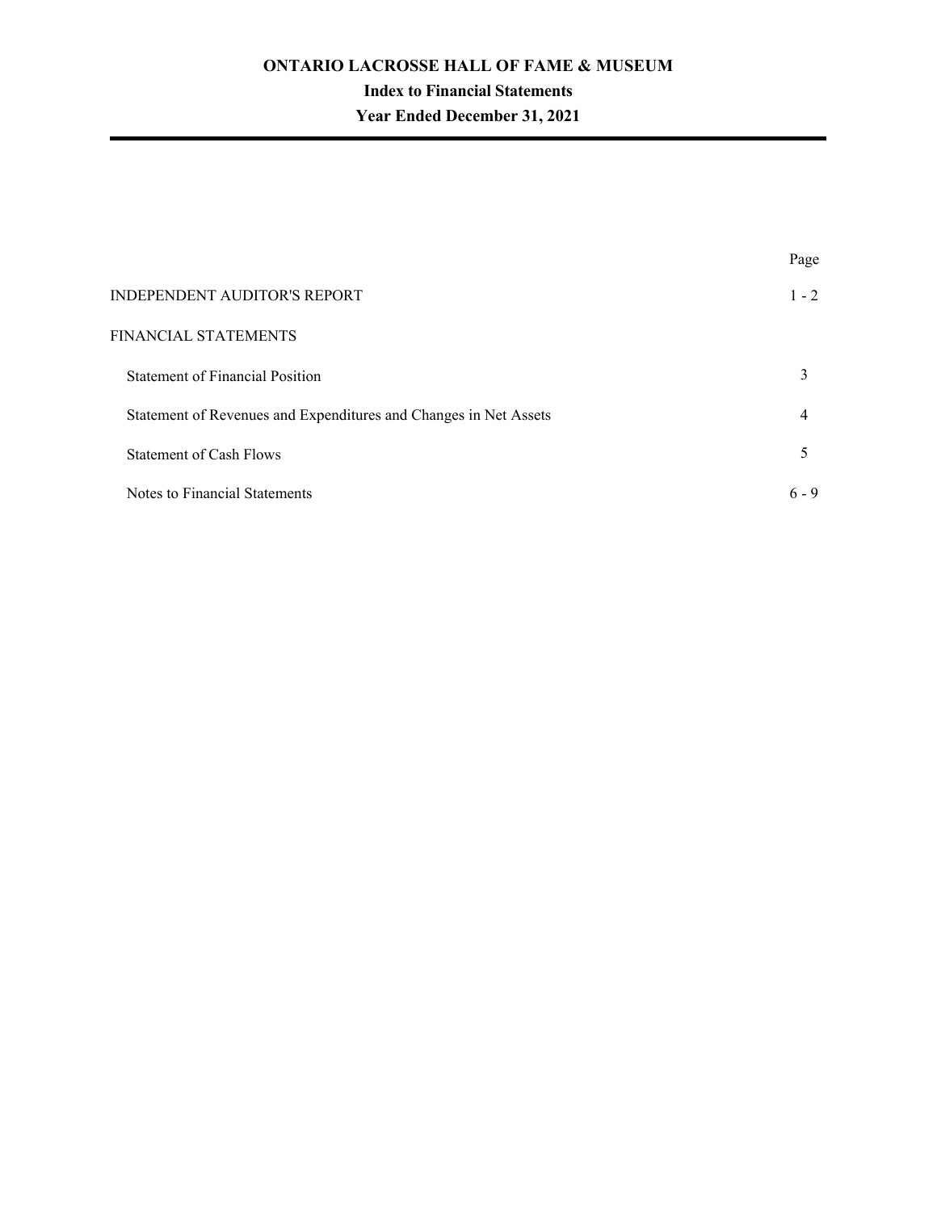# ONTARIO LACROSSE HALL OF FAME & MUSEUM

## Index to Financial Statements

## Year Ended December 31, 2021

| | Page |
|---|---|
| INDEPENDENT AUDITOR'S REPORT | 1 - 2 |
| FINANCIAL STATEMENTS | |
| Statement of Financial Position | 3 |
| Statement of Revenues and Expenditures and Changes in Net Assets | 4 |
| Statement of Cash Flows | 5 |
| Notes to Financial Statements | 6 - 9 |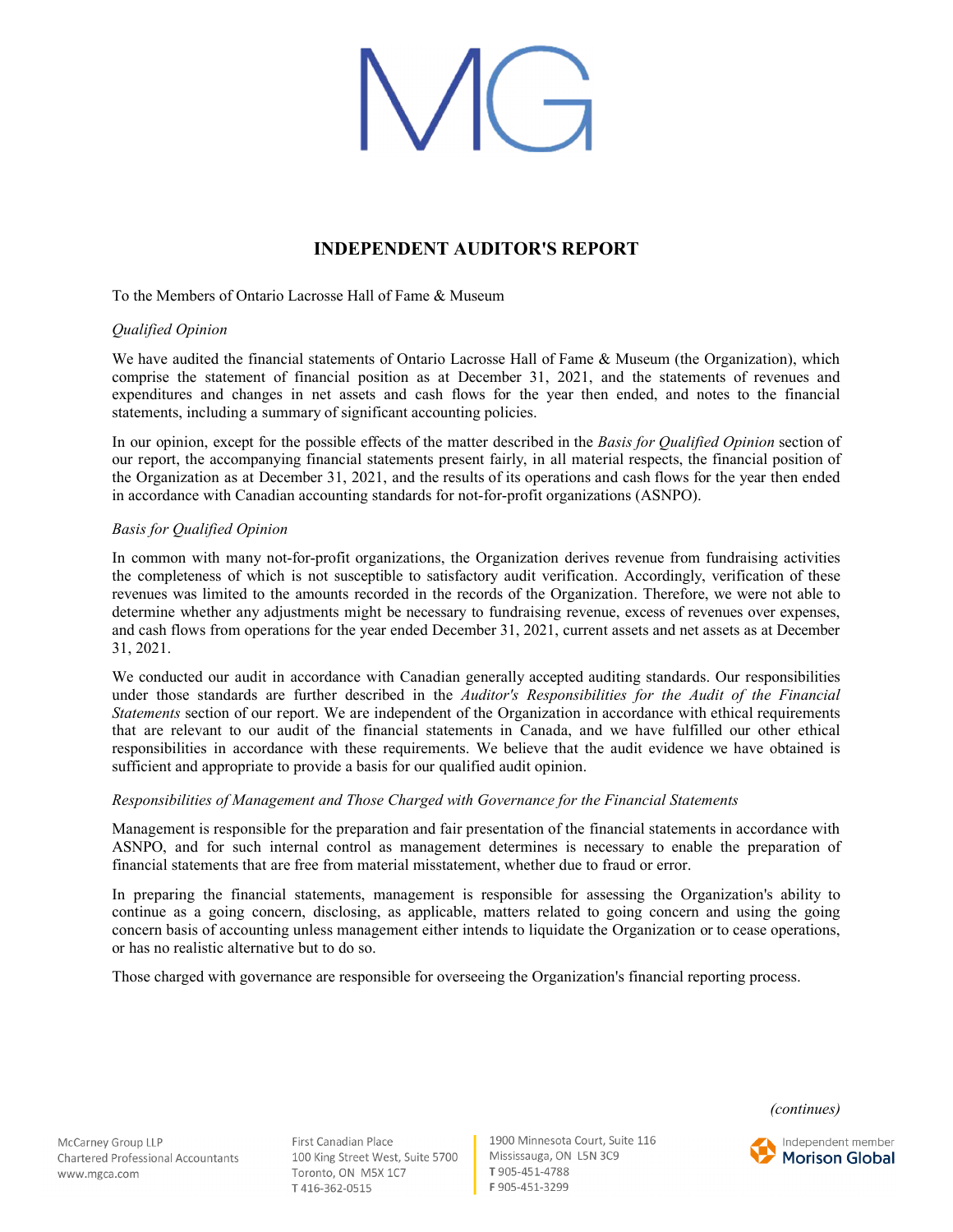# INDEPENDENT AUDITOR'S REPORT

To the Members of Ontario Lacrosse Hall of Fame & Museum

*Qualified Opinion*

We have audited the financial statements of Ontario Lacrosse Hall of Fame & Museum (the Organization), which comprise the statement of financial position as at December 31, 2021, and the statements of revenues and expenditures and changes in net assets and cash flows for the year then ended, and notes to the financial statements, including a summary of significant accounting policies.

In our opinion, except for the possible effects of the matter described in the *Basis for Qualified Opinion* section of our report, the accompanying financial statements present fairly, in all material respects, the financial position of the Organization as at December 31, 2021, and the results of its operations and cash flows for the year then ended in accordance with Canadian accounting standards for not-for-profit organizations (ASNPO).

*Basis for Qualified Opinion*

In common with many not-for-profit organizations, the Organization derives revenue from fundraising activities the completeness of which is not susceptible to satisfactory audit verification. Accordingly, verification of these revenues was limited to the amounts recorded in the records of the Organization. Therefore, we were not able to determine whether any adjustments might be necessary to fundraising revenue, excess of revenues over expenses, and cash flows from operations for the year ended December 31, 2021, current assets and net assets as at December 31, 2021.

We conducted our audit in accordance with Canadian generally accepted auditing standards. Our responsibilities under those standards are further described in the *Auditor's Responsibilities for the Audit of the Financial Statements* section of our report. We are independent of the Organization in accordance with ethical requirements that are relevant to our audit of the financial statements in Canada, and we have fulfilled our other ethical responsibilities in accordance with these requirements. We believe that the audit evidence we have obtained is sufficient and appropriate to provide a basis for our qualified audit opinion.

*Responsibilities of Management and Those Charged with Governance for the Financial Statements*

Management is responsible for the preparation and fair presentation of the financial statements in accordance with ASNPO, and for such internal control as management determines is necessary to enable the preparation of financial statements that are free from material misstatement, whether due to fraud or error.

In preparing the financial statements, management is responsible for assessing the Organization's ability to continue as a going concern, disclosing, as applicable, matters related to going concern and using the going concern basis of accounting unless management either intends to liquidate the Organization or to cease operations, or has no realistic alternative but to do so.

Those charged with governance are responsible for overseeing the Organization's financial reporting process.

*(continues)*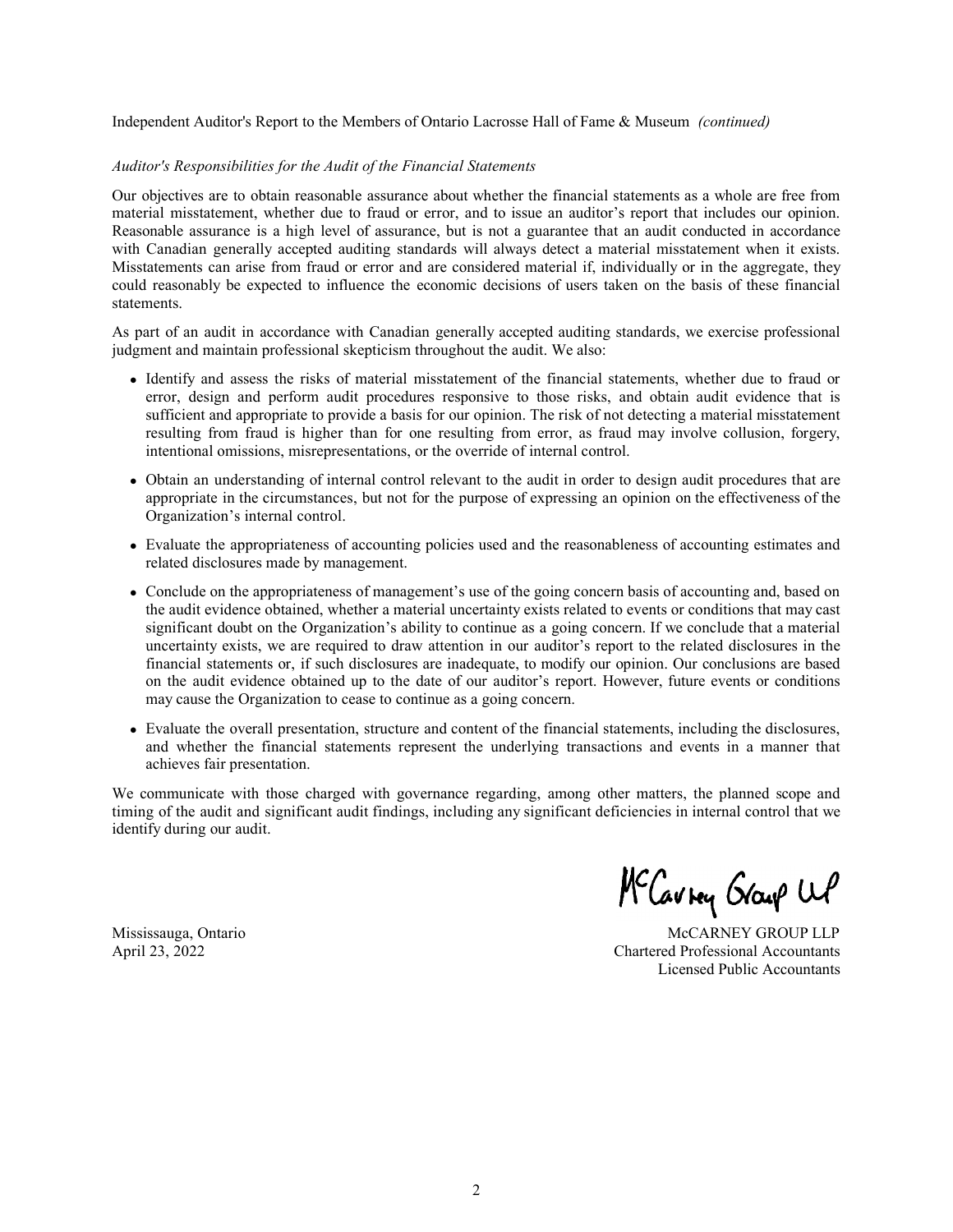Independent Auditor's Report to the Members of Ontario Lacrosse Hall of Fame & Museum *(continued)*

*Auditor's Responsibilities for the Audit of the Financial Statements*

Our objectives are to obtain reasonable assurance about whether the financial statements as a whole are free from material misstatement, whether due to fraud or error, and to issue an auditor's report that includes our opinion. Reasonable assurance is a high level of assurance, but is not a guarantee that an audit conducted in accordance with Canadian generally accepted auditing standards will always detect a material misstatement when it exists. Misstatements can arise from fraud or error and are considered material if, individually or in the aggregate, they could reasonably be expected to influence the economic decisions of users taken on the basis of these financial statements.

As part of an audit in accordance with Canadian generally accepted auditing standards, we exercise professional judgment and maintain professional skepticism throughout the audit. We also:

- Identify and assess the risks of material misstatement of the financial statements, whether due to fraud or error, design and perform audit procedures responsive to those risks, and obtain audit evidence that is sufficient and appropriate to provide a basis for our opinion. The risk of not detecting a material misstatement resulting from fraud is higher than for one resulting from error, as fraud may involve collusion, forgery, intentional omissions, misrepresentations, or the override of internal control.
- Obtain an understanding of internal control relevant to the audit in order to design audit procedures that are appropriate in the circumstances, but not for the purpose of expressing an opinion on the effectiveness of the Organization's internal control.
- Evaluate the appropriateness of accounting policies used and the reasonableness of accounting estimates and related disclosures made by management.
- Conclude on the appropriateness of management's use of the going concern basis of accounting and, based on the audit evidence obtained, whether a material uncertainty exists related to events or conditions that may cast significant doubt on the Organization's ability to continue as a going concern. If we conclude that a material uncertainty exists, we are required to draw attention in our auditor's report to the related disclosures in the financial statements or, if such disclosures are inadequate, to modify our opinion. Our conclusions are based on the audit evidence obtained up to the date of our auditor's report. However, future events or conditions may cause the Organization to cease to continue as a going concern.
- Evaluate the overall presentation, structure and content of the financial statements, including the disclosures, and whether the financial statements represent the underlying transactions and events in a manner that achieves fair presentation.

We communicate with those charged with governance regarding, among other matters, the planned scope and timing of the audit and significant audit findings, including any significant deficiencies in internal control that we identify during our audit.

McCarney Group LLP

Mississauga, Ontario
April 23, 2022

McCARNEY GROUP LLP
Chartered Professional Accountants
Licensed Public Accountants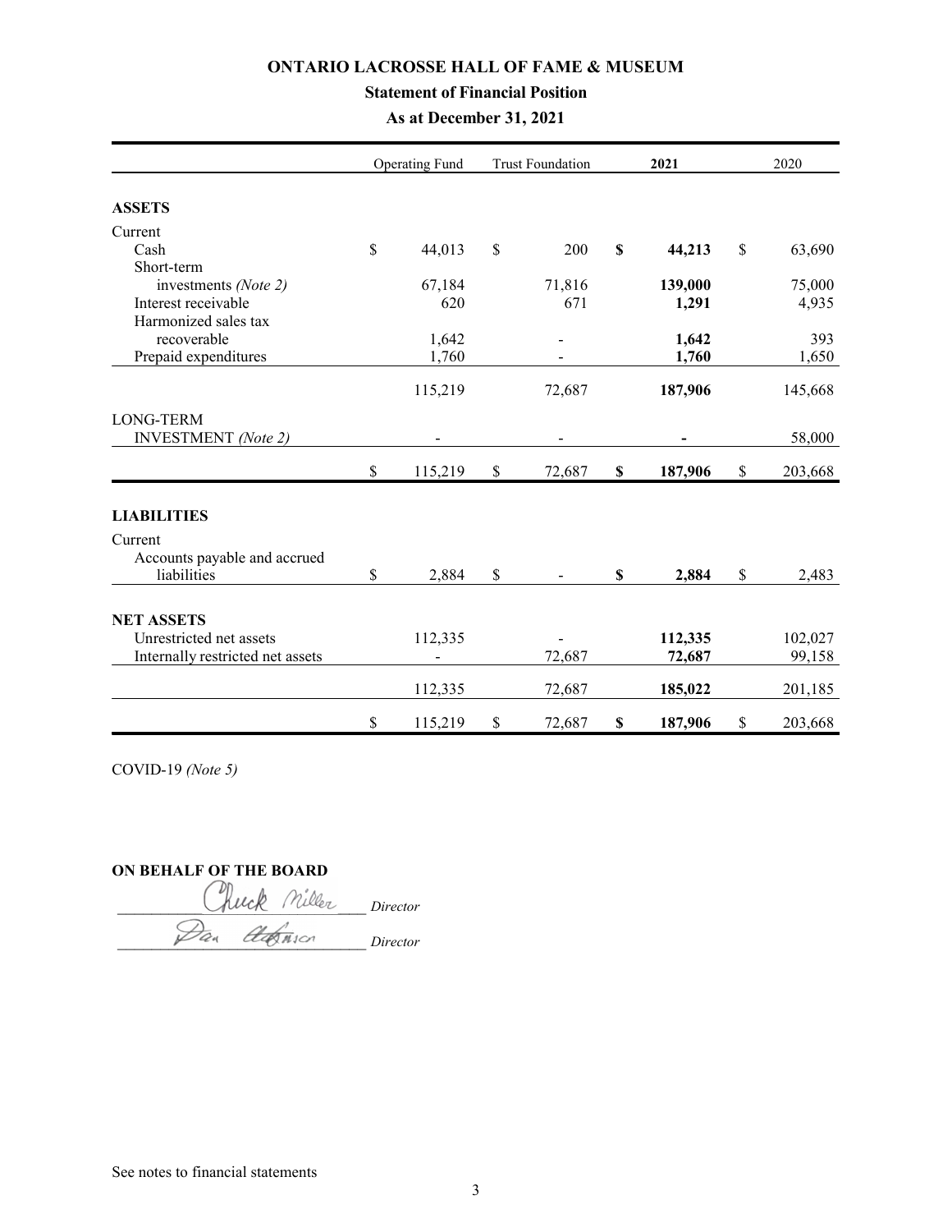# ONTARIO LACROSSE HALL OF FAME & MUSEUM

## Statement of Financial Position

### As at December 31, 2021

| | Operating Fund | Trust Foundation | **2021** | 2020 |
|---|---|---|---|---|
| **ASSETS** | | | | |
| Current | | | | |
| Cash | $ 44,013 | $ 200 | **$ 44,213** | $ 63,690 |
| Short-term investments *(Note 2)* | 67,184 | 71,816 | **139,000** | 75,000 |
| Interest receivable | 620 | 671 | **1,291** | 4,935 |
| Harmonized sales tax recoverable | 1,642 | - | **1,642** | 393 |
| Prepaid expenditures | 1,760 | - | **1,760** | 1,650 |
| | 115,219 | 72,687 | **187,906** | 145,668 |
| LONG-TERM INVESTMENT *(Note 2)* | - | - | **-** | 58,000 |
| | $ 115,219 | $ 72,687 | **$ 187,906** | $ 203,668 |
| **LIABILITIES** | | | | |
| Current | | | | |
| Accounts payable and accrued liabilities | $ 2,884 | $ - | **$ 2,884** | $ 2,483 |
| **NET ASSETS** | | | | |
| Unrestricted net assets | 112,335 | - | **112,335** | 102,027 |
| Internally restricted net assets | - | 72,687 | **72,687** | 99,158 |
| | 112,335 | 72,687 | **185,022** | 201,185 |
| | $ 115,219 | $ 72,687 | **$ 187,906** | $ 203,668 |

COVID-19 *(Note 5)*

**ON BEHALF OF THE BOARD**

Chuck Miller *Director*

Dan Anderson *Director*

See notes to financial statements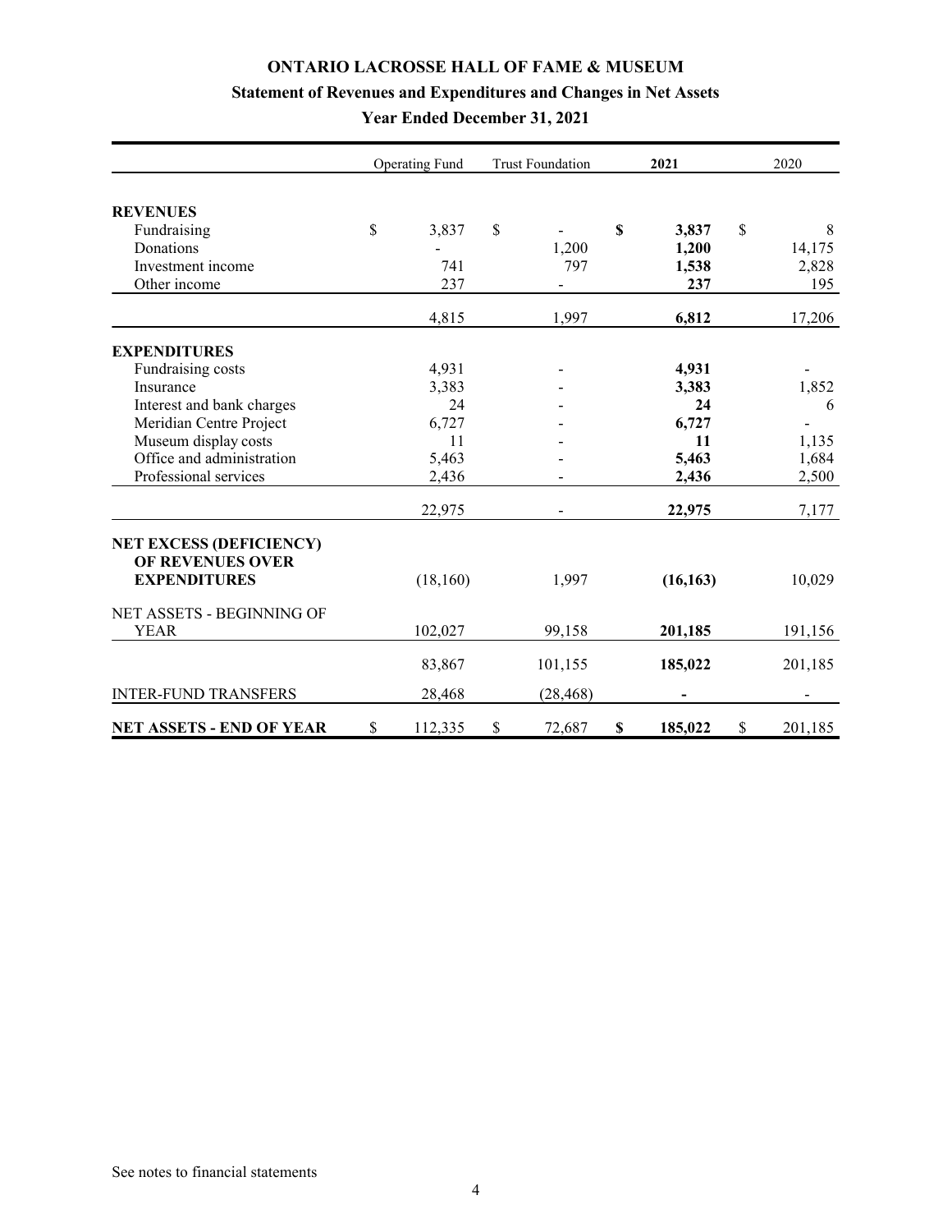# ONTARIO LACROSSE HALL OF FAME & MUSEUM

## Statement of Revenues and Expenditures and Changes in Net Assets

### Year Ended December 31, 2021

| | Operating Fund | Trust Foundation | **2021** | 2020 |
|---|---|---|---|---|
| **REVENUES** | | | | |
| Fundraising | $ 3,837 | $ - | **$ 3,837** | $ 8 |
| Donations | - | 1,200 | **1,200** | 14,175 |
| Investment income | 741 | 797 | **1,538** | 2,828 |
| Other income | 237 | - | **237** | 195 |
| | 4,815 | 1,997 | **6,812** | 17,206 |
| **EXPENDITURES** | | | | |
| Fundraising costs | 4,931 | - | **4,931** | - |
| Insurance | 3,383 | - | **3,383** | 1,852 |
| Interest and bank charges | 24 | - | **24** | 6 |
| Meridian Centre Project | 6,727 | - | **6,727** | - |
| Museum display costs | 11 | - | **11** | 1,135 |
| Office and administration | 5,463 | - | **5,463** | 1,684 |
| Professional services | 2,436 | - | **2,436** | 2,500 |
| | 22,975 | - | **22,975** | 7,177 |
| **NET EXCESS (DEFICIENCY) OF REVENUES OVER EXPENDITURES** | (18,160) | 1,997 | **(16,163)** | 10,029 |
| NET ASSETS - BEGINNING OF YEAR | 102,027 | 99,158 | **201,185** | 191,156 |
| | 83,867 | 101,155 | **185,022** | 201,185 |
| INTER-FUND TRANSFERS | 28,468 | (28,468) | **-** | - |
| **NET ASSETS - END OF YEAR** | $ 112,335 | $ 72,687 | **$ 185,022** | $ 201,185 |

See notes to financial statements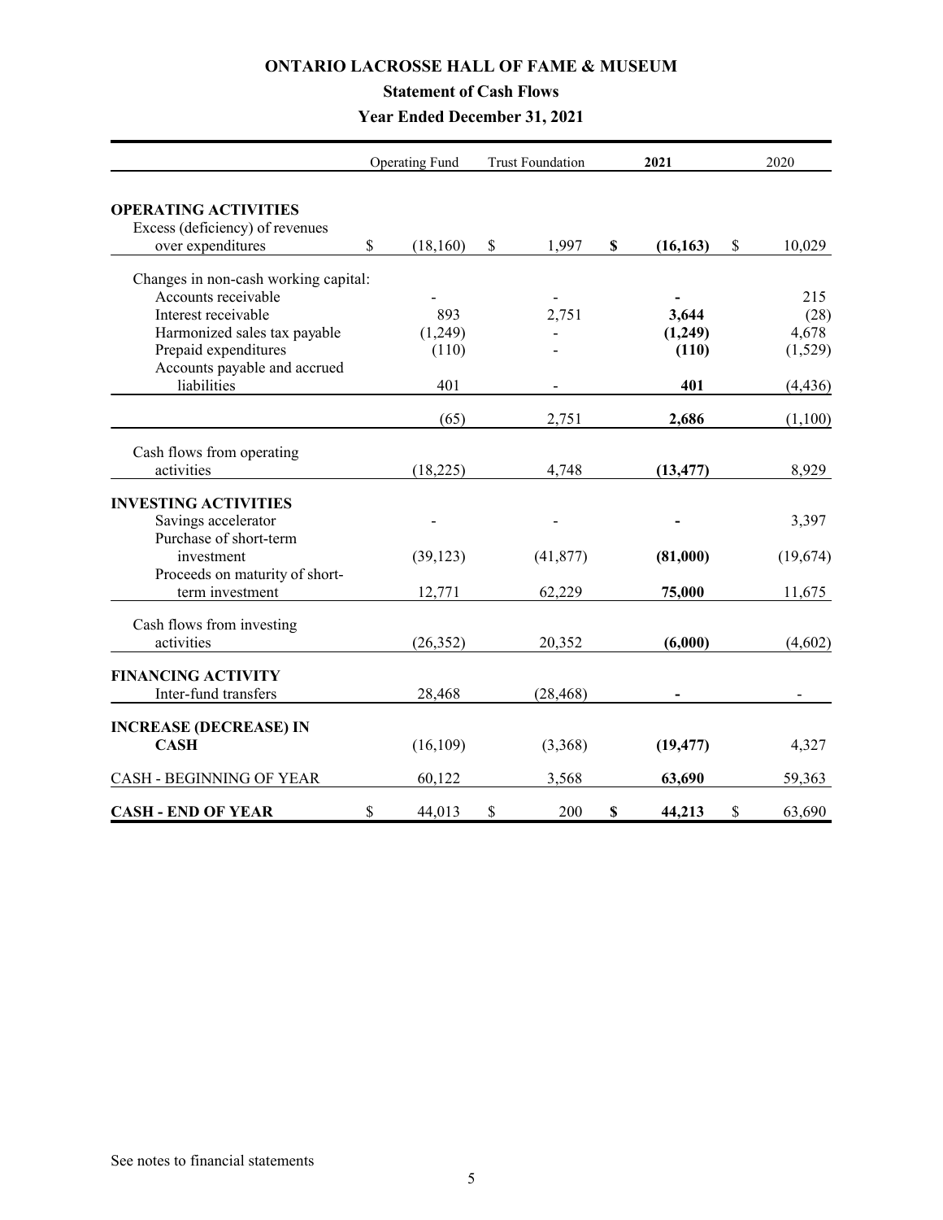# ONTARIO LACROSSE HALL OF FAME & MUSEUM

## Statement of Cash Flows

### Year Ended December 31, 2021

| | Operating Fund | Trust Foundation | **2021** | 2020 |
|---|---|---|---|---|
| **OPERATING ACTIVITIES** | | | | |
| Excess (deficiency) of revenues over expenditures | $ (18,160) | $ 1,997 | **$ (16,163)** | $ 10,029 |
| Changes in non-cash working capital: | | | | |
| Accounts receivable | - | - | **-** | 215 |
| Interest receivable | 893 | 2,751 | **3,644** | (28) |
| Harmonized sales tax payable | (1,249) | - | **(1,249)** | 4,678 |
| Prepaid expenditures | (110) | - | **(110)** | (1,529) |
| Accounts payable and accrued liabilities | 401 | - | **401** | (4,436) |
| | (65) | 2,751 | **2,686** | (1,100) |
| Cash flows from operating activities | (18,225) | 4,748 | **(13,477)** | 8,929 |
| **INVESTING ACTIVITIES** | | | | |
| Savings accelerator | - | - | **-** | 3,397 |
| Purchase of short-term investment | (39,123) | (41,877) | **(81,000)** | (19,674) |
| Proceeds on maturity of short-term investment | 12,771 | 62,229 | **75,000** | 11,675 |
| Cash flows from investing activities | (26,352) | 20,352 | **(6,000)** | (4,602) |
| **FINANCING ACTIVITY** | | | | |
| Inter-fund transfers | 28,468 | (28,468) | **-** | - |
| **INCREASE (DECREASE) IN CASH** | (16,109) | (3,368) | **(19,477)** | 4,327 |
| CASH - BEGINNING OF YEAR | 60,122 | 3,568 | **63,690** | 59,363 |
| **CASH - END OF YEAR** | $ 44,013 | $ 200 | **$ 44,213** | $ 63,690 |

See notes to financial statements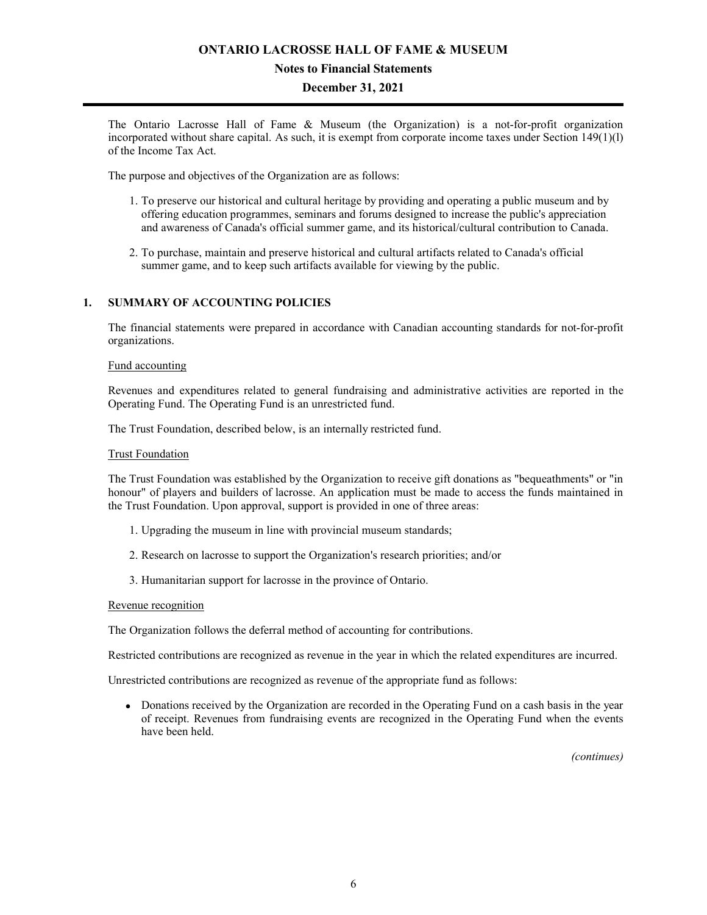The Ontario Lacrosse Hall of Fame & Museum (the Organization) is a not-for-profit organization incorporated without share capital. As such, it is exempt from corporate income taxes under Section 149(1)(l) of the Income Tax Act.

The purpose and objectives of the Organization are as follows:

1. To preserve our historical and cultural heritage by providing and operating a public museum and by offering education programmes, seminars and forums designed to increase the public's appreciation and awareness of Canada's official summer game, and its historical/cultural contribution to Canada.

2. To purchase, maintain and preserve historical and cultural artifacts related to Canada's official summer game, and to keep such artifacts available for viewing by the public.

## 1. SUMMARY OF ACCOUNTING POLICIES

The financial statements were prepared in accordance with Canadian accounting standards for not-for-profit organizations.

Fund accounting

Revenues and expenditures related to general fundraising and administrative activities are reported in the Operating Fund. The Operating Fund is an unrestricted fund.

The Trust Foundation, described below, is an internally restricted fund.

Trust Foundation

The Trust Foundation was established by the Organization to receive gift donations as "bequeathments" or "in honour" of players and builders of lacrosse. An application must be made to access the funds maintained in the Trust Foundation. Upon approval, support is provided in one of three areas:

1. Upgrading the museum in line with provincial museum standards;

2. Research on lacrosse to support the Organization's research priorities; and/or

3. Humanitarian support for lacrosse in the province of Ontario.

Revenue recognition

The Organization follows the deferral method of accounting for contributions.

Restricted contributions are recognized as revenue in the year in which the related expenditures are incurred.

Unrestricted contributions are recognized as revenue of the appropriate fund as follows:

- Donations received by the Organization are recorded in the Operating Fund on a cash basis in the year of receipt. Revenues from fundraising events are recognized in the Operating Fund when the events have been held.

*(continues)*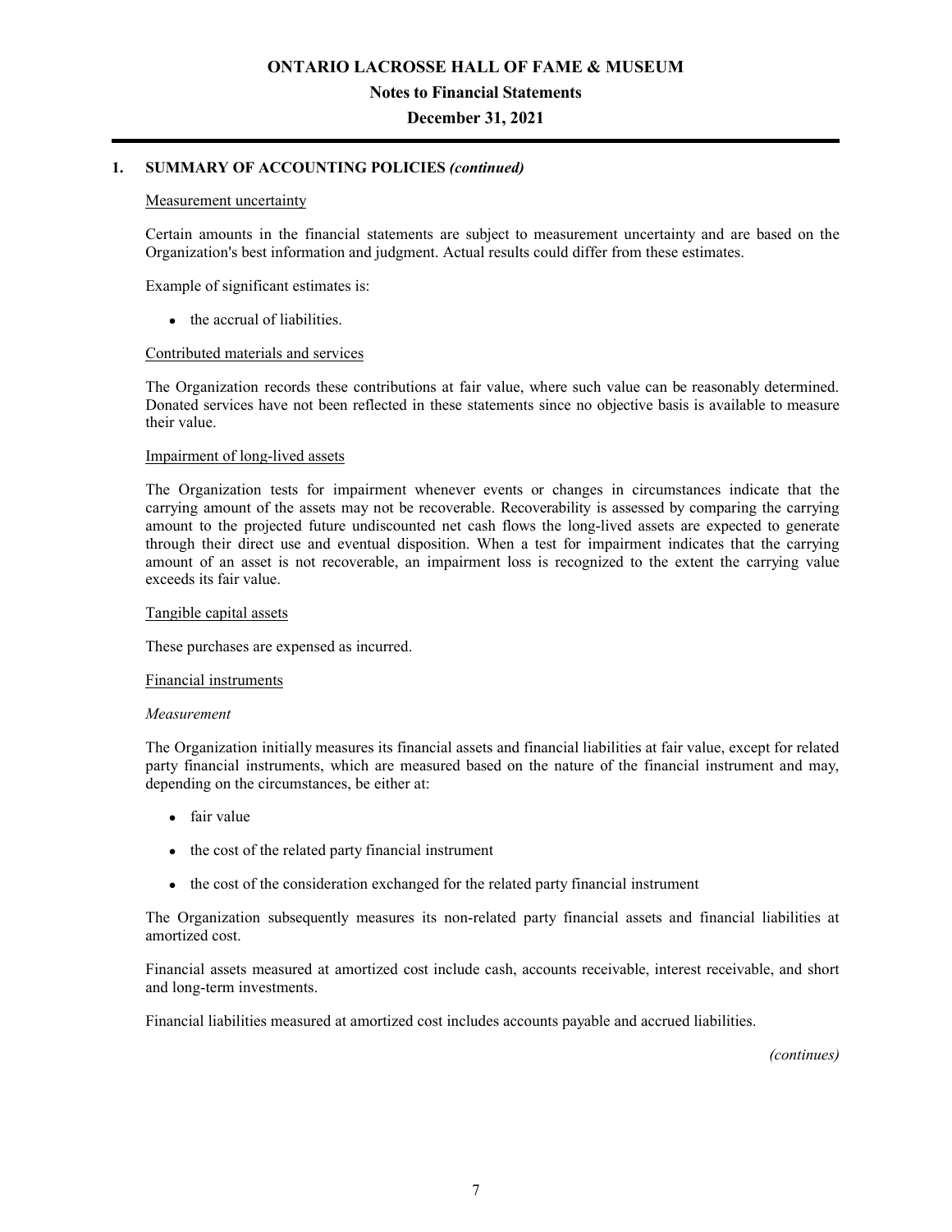## 1. SUMMARY OF ACCOUNTING POLICIES *(continued)*

Measurement uncertainty

Certain amounts in the financial statements are subject to measurement uncertainty and are based on the Organization's best information and judgment. Actual results could differ from these estimates.

Example of significant estimates is:

- the accrual of liabilities.

Contributed materials and services

The Organization records these contributions at fair value, where such value can be reasonably determined. Donated services have not been reflected in these statements since no objective basis is available to measure their value.

Impairment of long-lived assets

The Organization tests for impairment whenever events or changes in circumstances indicate that the carrying amount of the assets may not be recoverable. Recoverability is assessed by comparing the carrying amount to the projected future undiscounted net cash flows the long-lived assets are expected to generate through their direct use and eventual disposition. When a test for impairment indicates that the carrying amount of an asset is not recoverable, an impairment loss is recognized to the extent the carrying value exceeds its fair value.

Tangible capital assets

These purchases are expensed as incurred.

Financial instruments

*Measurement*

The Organization initially measures its financial assets and financial liabilities at fair value, except for related party financial instruments, which are measured based on the nature of the financial instrument and may, depending on the circumstances, be either at:

- fair value
- the cost of the related party financial instrument
- the cost of the consideration exchanged for the related party financial instrument

The Organization subsequently measures its non-related party financial assets and financial liabilities at amortized cost.

Financial assets measured at amortized cost include cash, accounts receivable, interest receivable, and short and long-term investments.

Financial liabilities measured at amortized cost includes accounts payable and accrued liabilities.

*(continues)*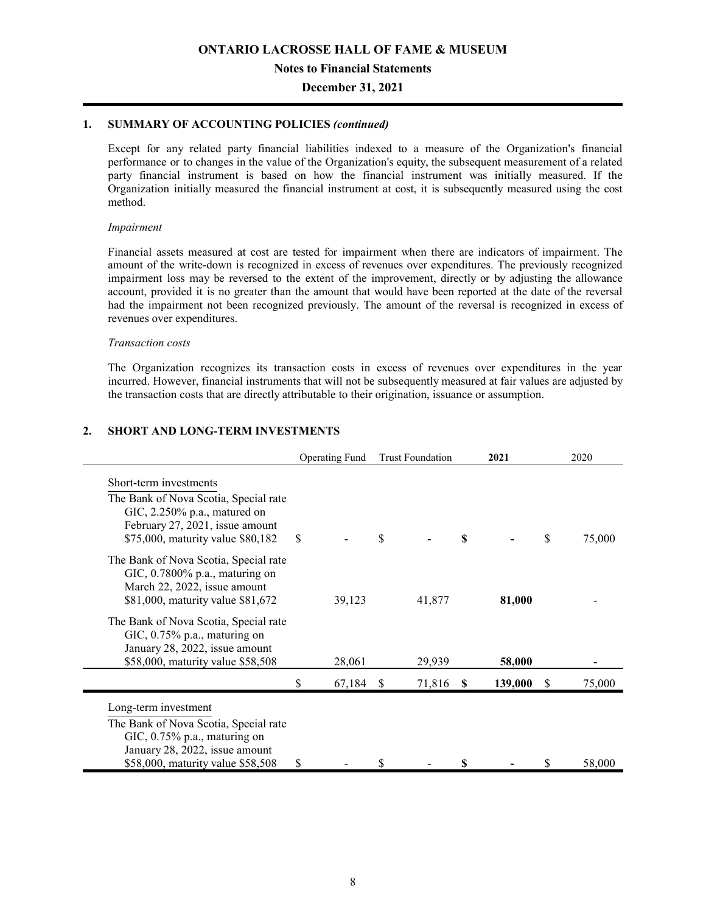## 1. SUMMARY OF ACCOUNTING POLICIES *(continued)*

Except for any related party financial liabilities indexed to a measure of the Organization's financial performance or to changes in the value of the Organization's equity, the subsequent measurement of a related party financial instrument is based on how the financial instrument was initially measured. If the Organization initially measured the financial instrument at cost, it is subsequently measured using the cost method.

*Impairment*

Financial assets measured at cost are tested for impairment when there are indicators of impairment. The amount of the write-down is recognized in excess of revenues over expenditures. The previously recognized impairment loss may be reversed to the extent of the improvement, directly or by adjusting the allowance account, provided it is no greater than the amount that would have been reported at the date of the reversal had the impairment not been recognized previously. The amount of the reversal is recognized in excess of revenues over expenditures.

*Transaction costs*

The Organization recognizes its transaction costs in excess of revenues over expenditures in the year incurred. However, financial instruments that will not be subsequently measured at fair values are adjusted by the transaction costs that are directly attributable to their origination, issuance or assumption.

## 2. SHORT AND LONG-TERM INVESTMENTS

| | Operating Fund | Trust Foundation | **2021** | 2020 |
|---|---|---|---|---|
| Short-term investments | | | | |
| The Bank of Nova Scotia, Special rate GIC, 2.250% p.a., matured on February 27, 2021, issue amount $75,000, maturity value $80,182 | $ - | $ - | **$ -** | $ 75,000 |
| The Bank of Nova Scotia, Special rate GIC, 0.7800% p.a., maturing on March 22, 2022, issue amount $81,000, maturity value $81,672 | 39,123 | 41,877 | **81,000** | - |
| The Bank of Nova Scotia, Special rate GIC, 0.75% p.a., maturing on January 28, 2022, issue amount $58,000, maturity value $58,508 | 28,061 | 29,939 | **58,000** | - |
| | $ 67,184 | $ 71,816 | **$ 139,000** | $ 75,000 |
| Long-term investment | | | | |
| The Bank of Nova Scotia, Special rate GIC, 0.75% p.a., maturing on January 28, 2022, issue amount $58,000, maturity value $58,508 | $ - | $ - | **$ -** | $ 58,000 |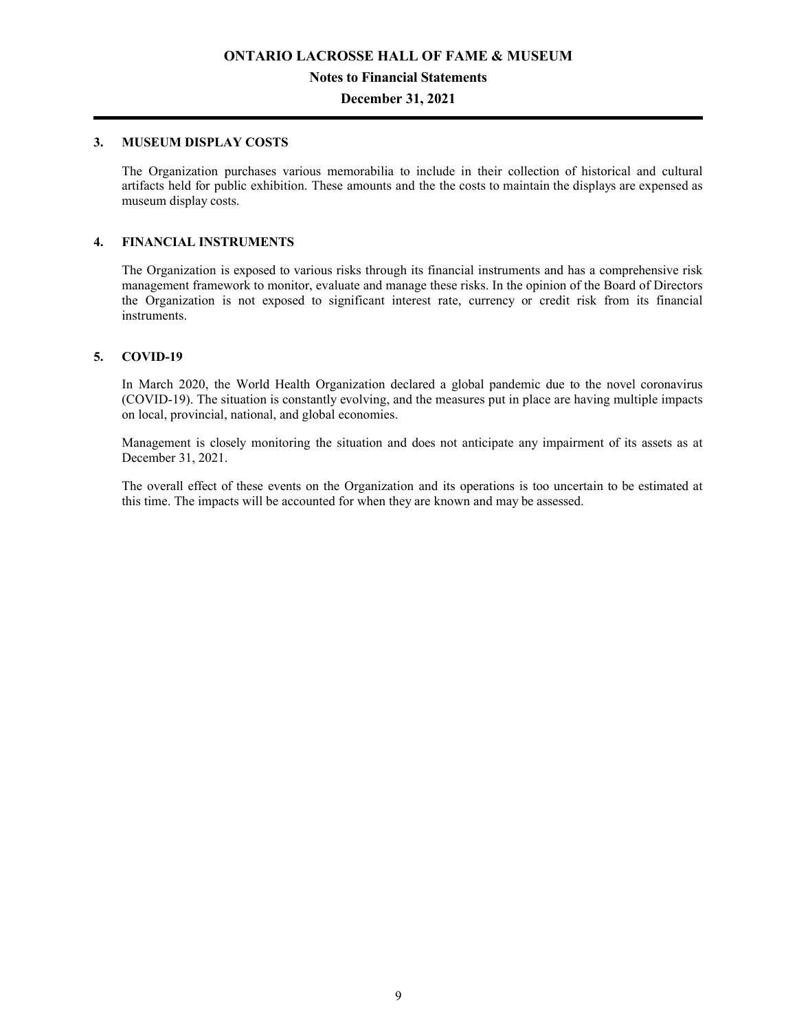# ONTARIO LACROSSE HALL OF FAME & MUSEUM

## Notes to Financial Statements

## December 31, 2021

### 3. MUSEUM DISPLAY COSTS

The Organization purchases various memorabilia to include in their collection of historical and cultural artifacts held for public exhibition. These amounts and the the costs to maintain the displays are expensed as museum display costs.

### 4. FINANCIAL INSTRUMENTS

The Organization is exposed to various risks through its financial instruments and has a comprehensive risk management framework to monitor, evaluate and manage these risks. In the opinion of the Board of Directors the Organization is not exposed to significant interest rate, currency or credit risk from its financial instruments.

### 5. COVID-19

In March 2020, the World Health Organization declared a global pandemic due to the novel coronavirus (COVID-19). The situation is constantly evolving, and the measures put in place are having multiple impacts on local, provincial, national, and global economies.

Management is closely monitoring the situation and does not anticipate any impairment of its assets as at December 31, 2021.

The overall effect of these events on the Organization and its operations is too uncertain to be estimated at this time. The impacts will be accounted for when they are known and may be assessed.